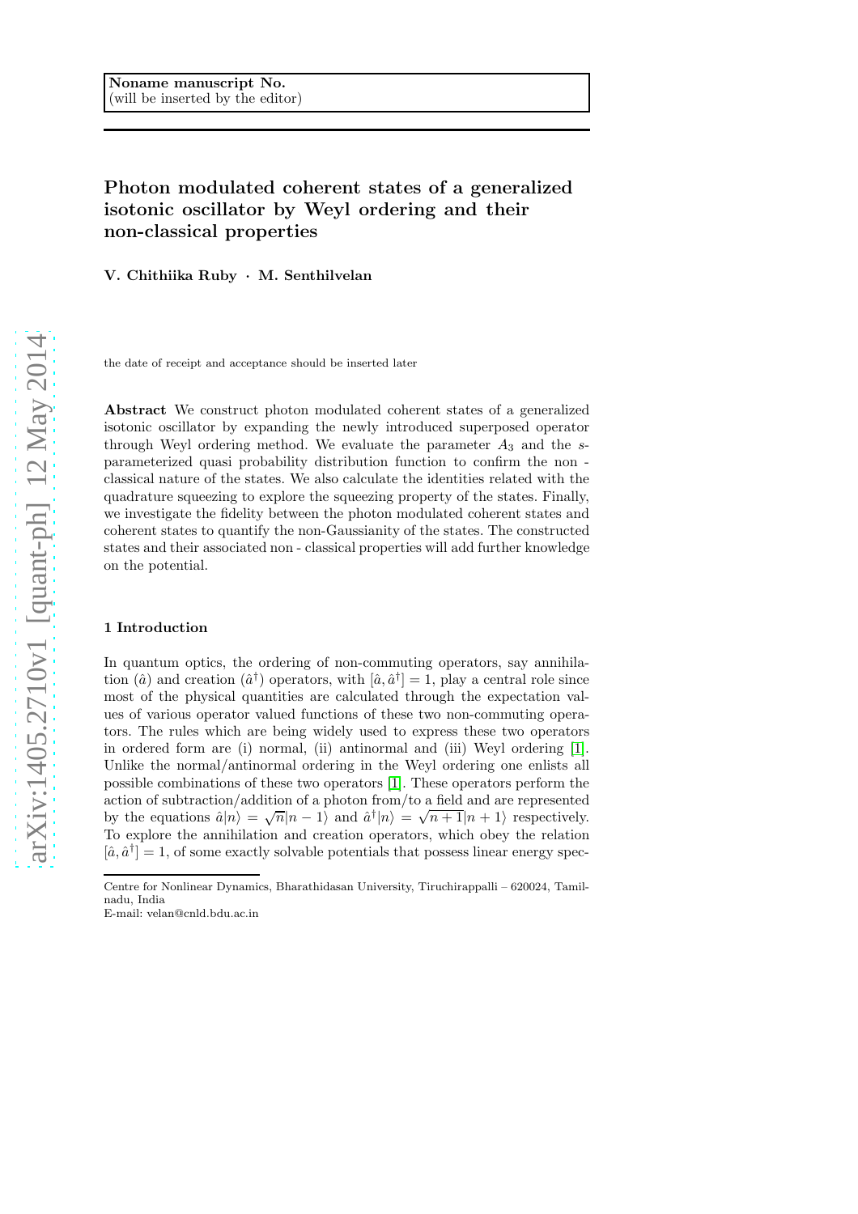**Noname manuscript No.**
(will be inserted by the editor)

# Photon modulated coherent states of a generalized isotonic oscillator by Weyl ordering and their non-classical properties

**V. Chithiika Ruby · M. Senthilvelan**

the date of receipt and acceptance should be inserted later

**Abstract** We construct photon modulated coherent states of a generalized isotonic oscillator by expanding the newly introduced superposed operator through Weyl ordering method. We evaluate the parameter $A_3$ and the $s$-parameterized quasi probability distribution function to confirm the non - classical nature of the states. We also calculate the identities related with the quadrature squeezing to explore the squeezing property of the states. Finally, we investigate the fidelity between the photon modulated coherent states and coherent states to quantify the non-Gaussianity of the states. The constructed states and their associated non - classical properties will add further knowledge on the potential.

## 1 Introduction

In quantum optics, the ordering of non-commuting operators, say annihilation ($\hat{a}$) and creation ($\hat{a}^\dagger$) operators, with $[\hat{a}, \hat{a}^\dagger] = 1$, play a central role since most of the physical quantities are calculated through the expectation values of various operator valued functions of these two non-commuting operators. The rules which are being widely used to express these two operators in ordered form are (i) normal, (ii) antinormal and (iii) Weyl ordering [1]. Unlike the normal/antinormal ordering in the Weyl ordering one enlists all possible combinations of these two operators [1]. These operators perform the action of subtraction/addition of a photon from/to a field and are represented by the equations $\hat{a}|n\rangle = \sqrt{n}|n-1\rangle$ and $\hat{a}^\dagger|n\rangle = \sqrt{n+1}|n+1\rangle$ respectively. To explore the annihilation and creation operators, which obey the relation $[\hat{a}, \hat{a}^\dagger] = 1$, of some exactly solvable potentials that possess linear energy spec-

Centre for Nonlinear Dynamics, Bharathidasan University, Tiruchirappalli – 620024, Tamilnadu, India
E-mail: velan@cnld.bdu.ac.in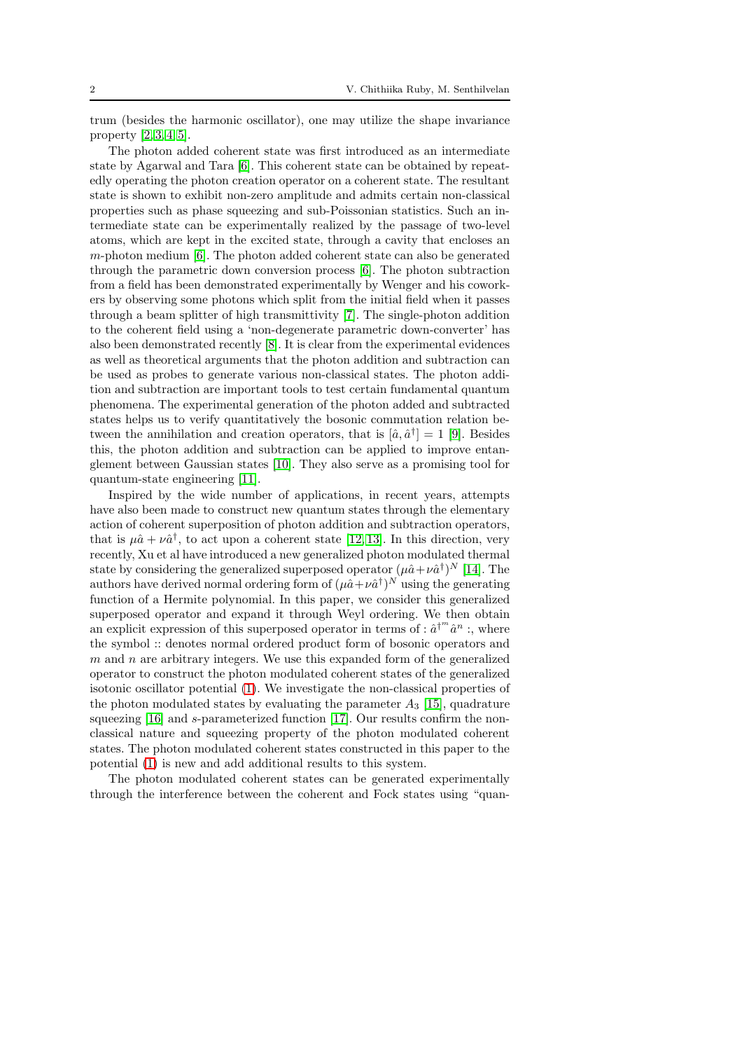trum (besides the harmonic oscillator), one may utilize the shape invariance property [2,3,4,5].

The photon added coherent state was first introduced as an intermediate state by Agarwal and Tara [6]. This coherent state can be obtained by repeatedly operating the photon creation operator on a coherent state. The resultant state is shown to exhibit non-zero amplitude and admits certain non-classical properties such as phase squeezing and sub-Poissonian statistics. Such an intermediate state can be experimentally realized by the passage of two-level atoms, which are kept in the excited state, through a cavity that encloses an $m$-photon medium [6]. The photon added coherent state can also be generated through the parametric down conversion process [6]. The photon subtraction from a field has been demonstrated experimentally by Wenger and his coworkers by observing some photons which split from the initial field when it passes through a beam splitter of high transmittivity [7]. The single-photon addition to the coherent field using a 'non-degenerate parametric down-converter' has also been demonstrated recently [8]. It is clear from the experimental evidences as well as theoretical arguments that the photon addition and subtraction can be used as probes to generate various non-classical states. The photon addition and subtraction are important tools to test certain fundamental quantum phenomena. The experimental generation of the photon added and subtracted states helps us to verify quantitatively the bosonic commutation relation between the annihilation and creation operators, that is $[\hat{a}, \hat{a}^\dagger] = 1$ [9]. Besides this, the photon addition and subtraction can be applied to improve entanglement between Gaussian states [10]. They also serve as a promising tool for quantum-state engineering [11].

Inspired by the wide number of applications, in recent years, attempts have also been made to construct new quantum states through the elementary action of coherent superposition of photon addition and subtraction operators, that is $\mu\hat{a} + \nu\hat{a}^\dagger$, to act upon a coherent state [12,13]. In this direction, very recently, Xu et al have introduced a new generalized photon modulated thermal state by considering the generalized superposed operator $(\mu\hat{a}+\nu\hat{a}^\dagger)^N$ [14]. The authors have derived normal ordering form of $(\mu\hat{a}+\nu\hat{a}^\dagger)^N$ using the generating function of a Hermite polynomial. In this paper, we consider this generalized superposed operator and expand it through Weyl ordering. We then obtain an explicit expression of this superposed operator in terms of $: \hat{a}^{\dagger^m} \hat{a}^n :$, where the symbol :: denotes normal ordered product form of bosonic operators and $m$ and $n$ are arbitrary integers. We use this expanded form of the generalized operator to construct the photon modulated coherent states of the generalized isotonic oscillator potential (1). We investigate the non-classical properties of the photon modulated states by evaluating the parameter $A_3$ [15], quadrature squeezing [16] and $s$-parameterized function [17]. Our results confirm the non-classical nature and squeezing property of the photon modulated coherent states. The photon modulated coherent states constructed in this paper to the potential (1) is new and add additional results to this system.

The photon modulated coherent states can be generated experimentally through the interference between the coherent and Fock states using "quan-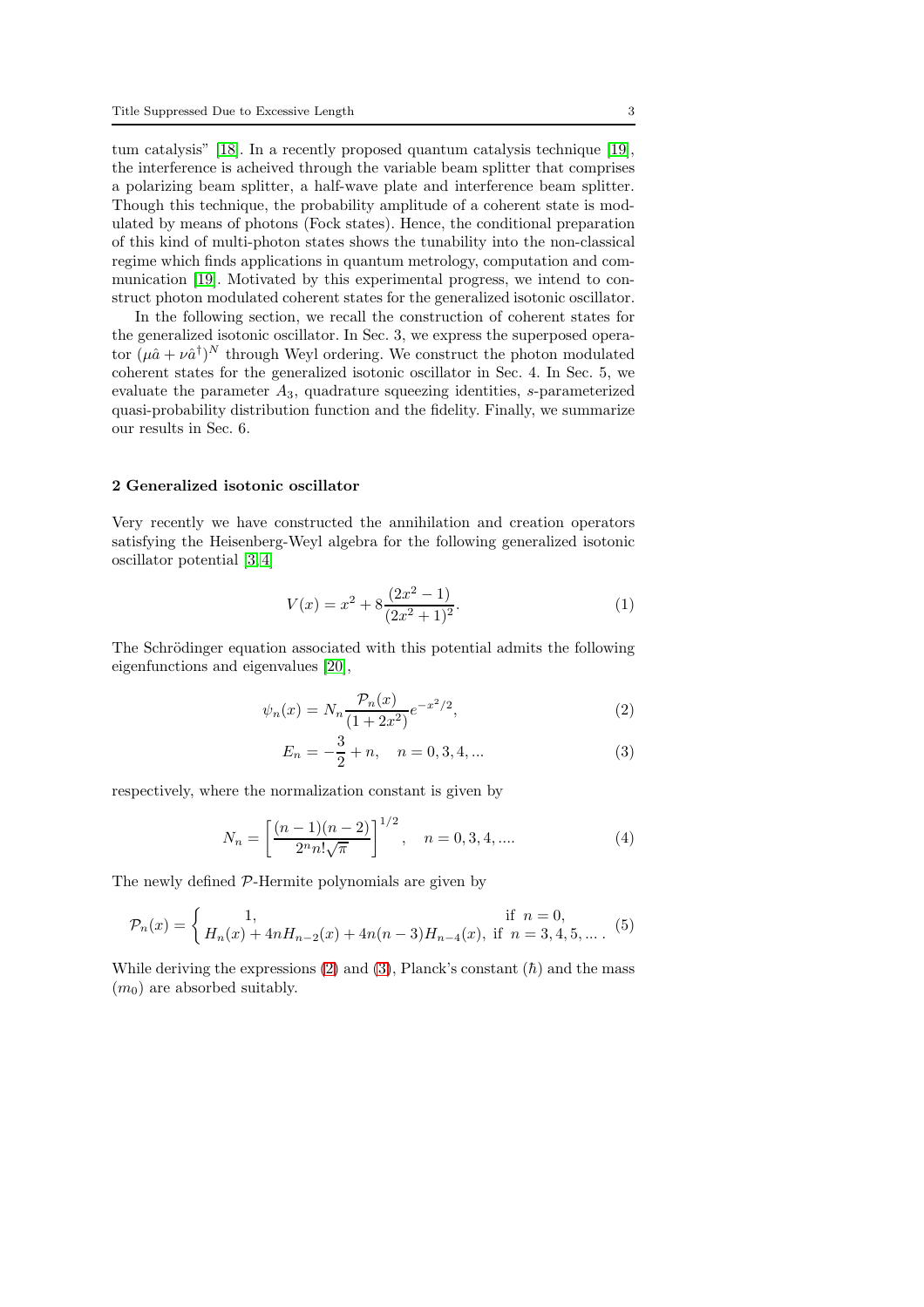tum catalysis" [18]. In a recently proposed quantum catalysis technique [19], the interference is acheived through the variable beam splitter that comprises a polarizing beam splitter, a half-wave plate and interference beam splitter. Though this technique, the probability amplitude of a coherent state is modulated by means of photons (Fock states). Hence, the conditional preparation of this kind of multi-photon states shows the tunability into the non-classical regime which finds applications in quantum metrology, computation and communication [19]. Motivated by this experimental progress, we intend to construct photon modulated coherent states for the generalized isotonic oscillator.

In the following section, we recall the construction of coherent states for the generalized isotonic oscillator. In Sec. 3, we express the superposed operator $(\mu\hat{a}+\nu\hat{a}^{\dagger})^N$ through Weyl ordering. We construct the photon modulated coherent states for the generalized isotonic oscillator in Sec. 4. In Sec. 5, we evaluate the parameter $A_3$, quadrature squeezing identities, $s$-parameterized quasi-probability distribution function and the fidelity. Finally, we summarize our results in Sec. 6.

## 2 Generalized isotonic oscillator

Very recently we have constructed the annihilation and creation operators satisfying the Heisenberg-Weyl algebra for the following generalized isotonic oscillator potential [3,4]

$$V(x) = x^2 + 8\frac{(2x^2-1)}{(2x^2+1)^2}. \tag{1}$$

The Schrödinger equation associated with this potential admits the following eigenfunctions and eigenvalues [20],

$$\psi_n(x) = N_n \frac{\mathcal{P}_n(x)}{(1+2x^2)} e^{-x^2/2}, \tag{2}$$

$$E_n = -\frac{3}{2} + n, \quad n = 0, 3, 4, ... \tag{3}$$

respectively, where the normalization constant is given by

$$N_n = \left[\frac{(n-1)(n-2)}{2^n n! \sqrt{\pi}}\right]^{1/2}, \quad n = 0, 3, 4, .... \tag{4}$$

The newly defined $\mathcal{P}$-Hermite polynomials are given by

$$\mathcal{P}_n(x) = \begin{cases} 1, & \text{if } n = 0, \\ H_n(x) + 4nH_{n-2}(x) + 4n(n-3)H_{n-4}(x), & \text{if } n = 3, 4, 5, ... . \end{cases} \tag{5}$$

While deriving the expressions (2) and (3), Planck's constant ($\hbar$) and the mass ($m_0$) are absorbed suitably.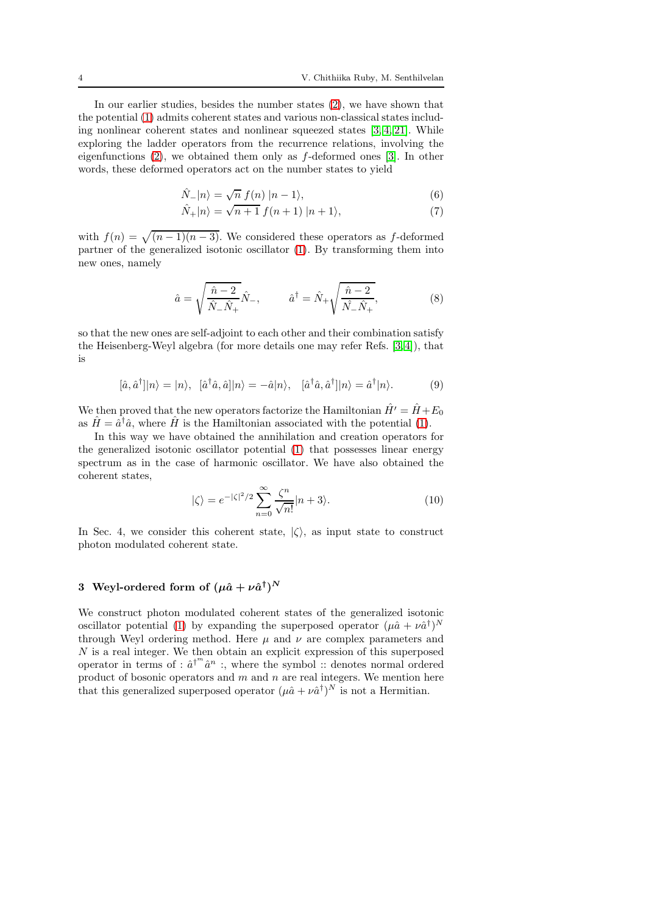In our earlier studies, besides the number states (2), we have shown that the potential (1) admits coherent states and various non-classical states including nonlinear coherent states and nonlinear squeezed states [3,4,21]. While exploring the ladder operators from the recurrence relations, involving the eigenfunctions (2), we obtained them only as $f$-deformed ones [3]. In other words, these deformed operators act on the number states to yield

$$\hat{N}_{-}|n\rangle = \sqrt{n}\, f(n)\, |n-1\rangle, \tag{6}$$

$$\hat{N}_{+}|n\rangle = \sqrt{n+1}\, f(n+1)\, |n+1\rangle, \tag{7}$$

with $f(n) = \sqrt{(n-1)(n-3)}$. We considered these operators as $f$-deformed partner of the generalized isotonic oscillator (1). By transforming them into new ones, namely

$$\hat{a} = \sqrt{\frac{\hat{n}-2}{\hat{N}_{-}\hat{N}_{+}}}\hat{N}_{-}, \qquad \hat{a}^{\dagger} = \hat{N}_{+}\sqrt{\frac{\hat{n}-2}{\hat{N}_{-}\hat{N}_{+}}}, \tag{8}$$

so that the new ones are self-adjoint to each other and their combination satisfy the Heisenberg-Weyl algebra (for more details one may refer Refs. [3,4]), that is

$$[\hat{a},\hat{a}^{\dagger}]|n\rangle = |n\rangle, \quad [\hat{a}^{\dagger}\hat{a},\hat{a}]|n\rangle = -\hat{a}|n\rangle, \quad [\hat{a}^{\dagger}\hat{a},\hat{a}^{\dagger}]|n\rangle = \hat{a}^{\dagger}|n\rangle. \tag{9}$$

We then proved that the new operators factorize the Hamiltonian $\hat{H}' = \hat{H} + E_0$ as $\hat{H} = \hat{a}^{\dagger}\hat{a}$, where $\hat{H}$ is the Hamiltonian associated with the potential (1).

In this way we have obtained the annihilation and creation operators for the generalized isotonic oscillator potential (1) that possesses linear energy spectrum as in the case of harmonic oscillator. We have also obtained the coherent states,

$$|\zeta\rangle = e^{-|\zeta|^2/2}\sum_{n=0}^{\infty}\frac{\zeta^n}{\sqrt{n!}}|n+3\rangle. \tag{10}$$

In Sec. 4, we consider this coherent state, $|\zeta\rangle$, as input state to construct photon modulated coherent state.

## 3 Weyl-ordered form of $(\mu\hat{a} + \nu\hat{a}^{\dagger})^N$

We construct photon modulated coherent states of the generalized isotonic oscillator potential (1) by expanding the superposed operator $(\mu\hat{a} + \nu\hat{a}^{\dagger})^N$ through Weyl ordering method. Here $\mu$ and $\nu$ are complex parameters and $N$ is a real integer. We then obtain an explicit expression of this superposed operator in terms of $:\hat{a}^{\dagger^m}\hat{a}^n:$, where the symbol $::$ denotes normal ordered product of bosonic operators and $m$ and $n$ are real integers. We mention here that this generalized superposed operator $(\mu\hat{a} + \nu\hat{a}^{\dagger})^N$ is not a Hermitian.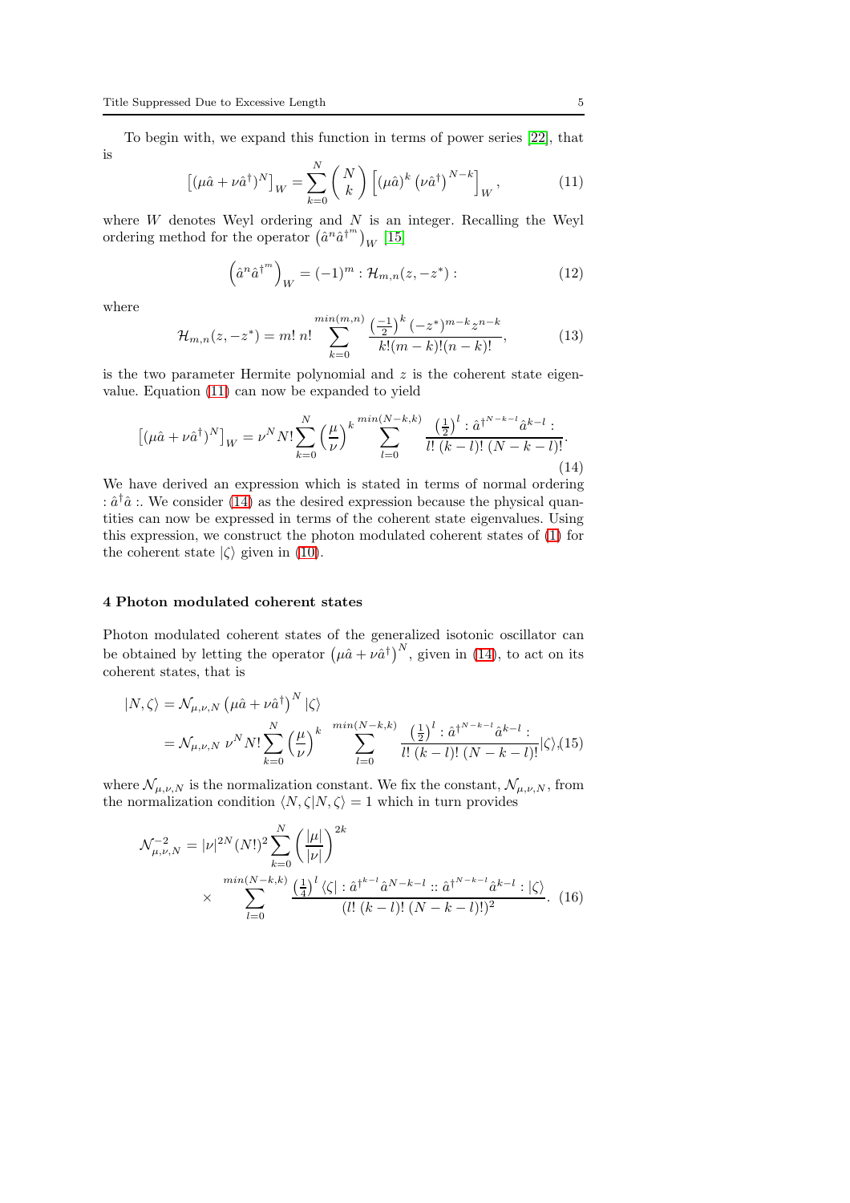To begin with, we expand this function in terms of power series [22], that is

$$\left[(\mu\hat{a}+\nu\hat{a}^{\dagger})^{N}\right]_{W}=\sum_{k=0}^{N}\binom{N}{k}\left[(\mu\hat{a})^{k}\left(\nu\hat{a}^{\dagger}\right)^{N-k}\right]_{W}, \tag{11}$$

where $W$ denotes Weyl ordering and $N$ is an integer. Recalling the Weyl ordering method for the operator $\left(\hat{a}^{n}\hat{a}^{\dagger^{m}}\right)_{W}$ [15]

$$\left(\hat{a}^{n}\hat{a}^{\dagger^{m}}\right)_{W}=(-1)^{m}:\mathcal{H}_{m,n}(z,-z^{*}): \tag{12}$$

where

$$\mathcal{H}_{m,n}(z,-z^{*})=m!\,n!\sum_{k=0}^{min(m,n)}\frac{\left(\frac{-1}{2}\right)^{k}(-z^{*})^{m-k}z^{n-k}}{k!(m-k)!(n-k)!}, \tag{13}$$

is the two parameter Hermite polynomial and $z$ is the coherent state eigenvalue. Equation (11) can now be expanded to yield

$$\left[(\mu\hat{a}+\nu\hat{a}^{\dagger})^{N}\right]_{W}=\nu^{N}N!\sum_{k=0}^{N}\left(\frac{\mu}{\nu}\right)^{k}\sum_{l=0}^{min(N-k,k)}\frac{\left(\frac{1}{2}\right)^{l}:\hat{a}^{\dagger^{N-k-l}}\hat{a}^{k-l}:}{l!\,(k-l)!\,(N-k-l)!}. \tag{14}$$

We have derived an expression which is stated in terms of normal ordering $:\hat{a}^{\dagger}\hat{a}:$. We consider (14) as the desired expression because the physical quantities can now be expressed in terms of the coherent state eigenvalues. Using this expression, we construct the photon modulated coherent states of (1) for the coherent state $|\zeta\rangle$ given in (10).

## 4 Photon modulated coherent states

Photon modulated coherent states of the generalized isotonic oscillator can be obtained by letting the operator $\left(\mu\hat{a}+\nu\hat{a}^{\dagger}\right)^{N}$, given in (14), to act on its coherent states, that is

$$\begin{aligned}|N,\zeta\rangle&=\mathcal{N}_{\mu,\nu,N}\left(\mu\hat{a}+\nu\hat{a}^{\dagger}\right)^{N}|\zeta\rangle\\&=\mathcal{N}_{\mu,\nu,N}\,\nu^{N}N!\sum_{k=0}^{N}\left(\frac{\mu}{\nu}\right)^{k}\sum_{l=0}^{min(N-k,k)}\frac{\left(\frac{1}{2}\right)^{l}:\hat{a}^{\dagger^{N-k-l}}\hat{a}^{k-l}:}{l!\,(k-l)!\,(N-k-l)!}|\zeta\rangle,\end{aligned} \tag{15}$$

where $\mathcal{N}_{\mu,\nu,N}$ is the normalization constant. We fix the constant, $\mathcal{N}_{\mu,\nu,N}$, from the normalization condition $\langle N,\zeta|N,\zeta\rangle=1$ which in turn provides

$$\begin{aligned}\mathcal{N}_{\mu,\nu,N}^{-2}&=|\nu|^{2N}(N!)^{2}\sum_{k=0}^{N}\left(\frac{|\mu|}{|\nu|}\right)^{2k}\\&\quad\times\sum_{l=0}^{min(N-k,k)}\frac{\left(\frac{1}{4}\right)^{l}\langle\zeta|:\hat{a}^{\dagger^{k-l}}\hat{a}^{N-k-l}::\hat{a}^{\dagger^{N-k-l}}\hat{a}^{k-l}:|\zeta\rangle}{(l!\,(k-l)!\,(N-k-l)!)^{2}}.\end{aligned} \tag{16}$$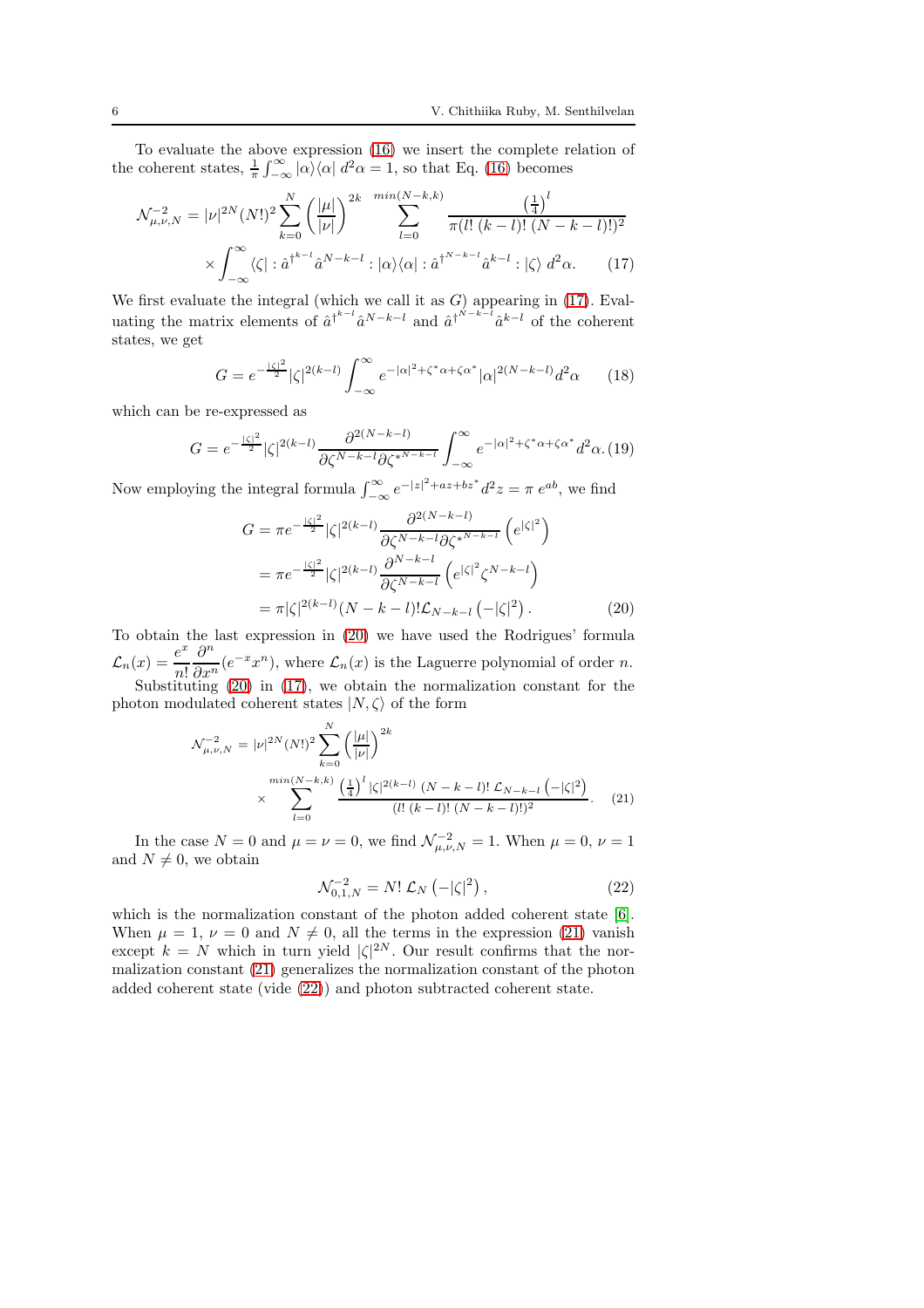To evaluate the above expression (16) we insert the complete relation of the coherent states, $\frac{1}{\pi}\int_{-\infty}^{\infty}|\alpha\rangle\langle\alpha|\; d^2\alpha = 1$, so that Eq. (16) becomes

$$
\mathcal{N}_{\mu,\nu,N}^{-2} = |\nu|^{2N}(N!)^2 \sum_{k=0}^{N}\left(\frac{|\mu|}{|\nu|}\right)^{2k} \sum_{l=0}^{min(N-k,k)} \frac{\left(\frac{1}{4}\right)^l}{\pi(l!\,(k-l)!\,(N-k-l)!)^2} \times \int_{-\infty}^{\infty}\langle\zeta| : \hat{a}^{\dagger^{k-l}}\hat{a}^{N-k-l} : |\alpha\rangle\langle\alpha| : \hat{a}^{\dagger^{N-k-l}}\hat{a}^{k-l} : |\zeta\rangle \; d^2\alpha. \tag{17}
$$

We first evaluate the integral (which we call it as $G$) appearing in (17). Evaluating the matrix elements of $\hat{a}^{\dagger^{k-l}}\hat{a}^{N-k-l}$ and $\hat{a}^{\dagger^{N-k-l}}\hat{a}^{k-l}$ of the coherent states, we get

$$
G = e^{-\frac{|\zeta|^2}{2}}|\zeta|^{2(k-l)}\int_{-\infty}^{\infty} e^{-|\alpha|^2+\zeta^*\alpha+\zeta\alpha^*}|\alpha|^{2(N-k-l)}d^2\alpha \tag{18}
$$

which can be re-expressed as

$$
G = e^{-\frac{|\zeta|^2}{2}}|\zeta|^{2(k-l)}\frac{\partial^{2(N-k-l)}}{\partial\zeta^{N-k-l}\partial\zeta^{*^{N-k-l}}}\int_{-\infty}^{\infty} e^{-|\alpha|^2+\zeta^*\alpha+\zeta\alpha^*}d^2\alpha. \tag{19}
$$

Now employing the integral formula $\int_{-\infty}^{\infty} e^{-|z|^2+az+bz^*}d^2z = \pi\, e^{ab}$, we find

$$
\begin{aligned}
G &= \pi e^{-\frac{|\zeta|^2}{2}}|\zeta|^{2(k-l)}\frac{\partial^{2(N-k-l)}}{\partial\zeta^{N-k-l}\partial\zeta^{*^{N-k-l}}}\left(e^{|\zeta|^2}\right) \\
&= \pi e^{-\frac{|\zeta|^2}{2}}|\zeta|^{2(k-l)}\frac{\partial^{N-k-l}}{\partial\zeta^{N-k-l}}\left(e^{|\zeta|^2}\zeta^{N-k-l}\right) \\
&= \pi|\zeta|^{2(k-l)}(N-k-l)!\mathcal{L}_{N-k-l}\left(-|\zeta|^2\right).
\end{aligned} \tag{20}
$$

To obtain the last expression in (20) we have used the Rodrigues' formula $\mathcal{L}_n(x) = \dfrac{e^x}{n!}\dfrac{\partial^n}{\partial x^n}(e^{-x}x^n)$, where $\mathcal{L}_n(x)$ is the Laguerre polynomial of order $n$.

Substituting (20) in (17), we obtain the normalization constant for the photon modulated coherent states $|N,\zeta\rangle$ of the form

$$
\mathcal{N}_{\mu,\nu,N}^{-2} = |\nu|^{2N}(N!)^2\sum_{k=0}^{N}\left(\frac{|\mu|}{|\nu|}\right)^{2k} \times \sum_{l=0}^{min(N-k,k)}\frac{\left(\frac{1}{4}\right)^l|\zeta|^{2(k-l)}\;(N-k-l)!\;\mathcal{L}_{N-k-l}\left(-|\zeta|^2\right)}{(l!\;(k-l)!\;(N-k-l)!)^2}. \tag{21}
$$

In the case $N=0$ and $\mu=\nu=0$, we find $\mathcal{N}_{\mu,\nu,N}^{-2}=1$. When $\mu=0$, $\nu=1$ and $N\neq 0$, we obtain

$$
\mathcal{N}_{0,1,N}^{-2} = N!\;\mathcal{L}_N\left(-|\zeta|^2\right), \tag{22}
$$

which is the normalization constant of the photon added coherent state [6]. When $\mu=1$, $\nu=0$ and $N\neq 0$, all the terms in the expression (21) vanish except $k=N$ which in turn yield $|\zeta|^{2N}$. Our result confirms that the normalization constant (21) generalizes the normalization constant of the photon added coherent state (vide (22)) and photon subtracted coherent state.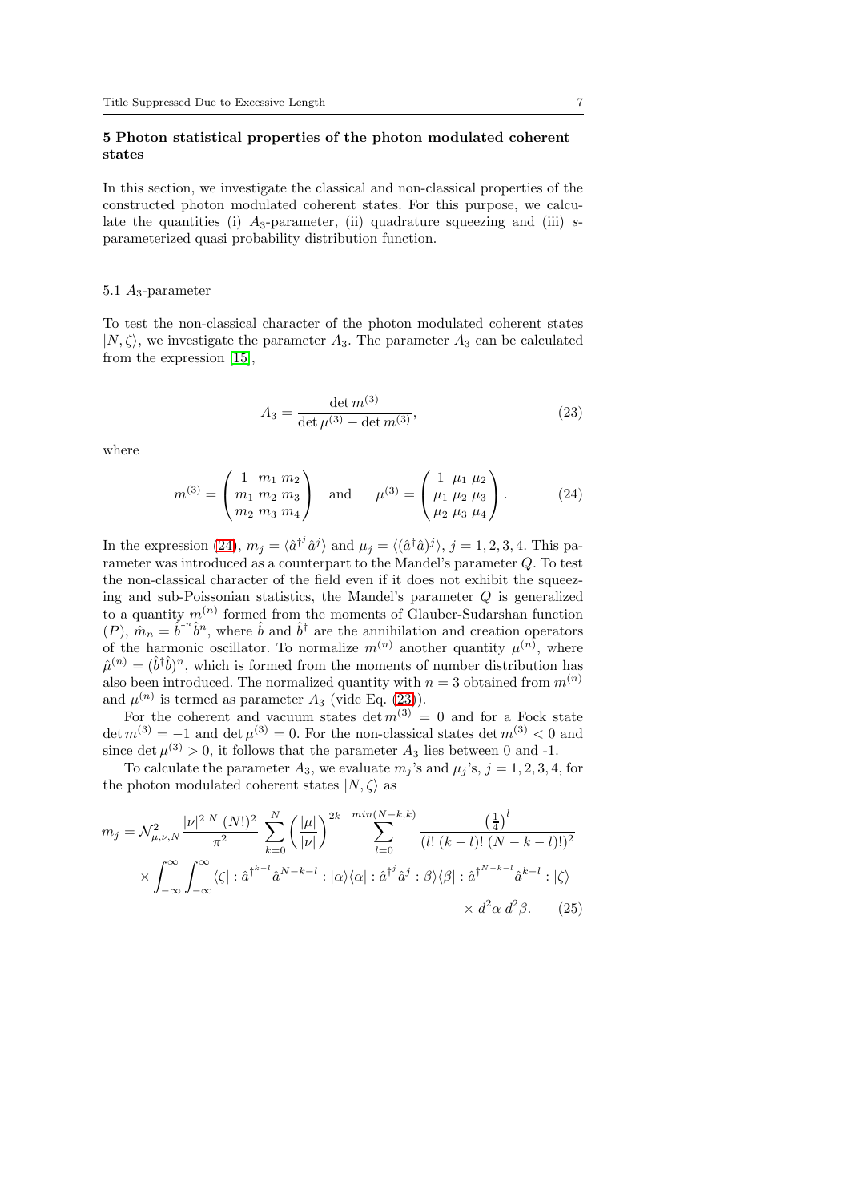## 5 Photon statistical properties of the photon modulated coherent states

In this section, we investigate the classical and non-classical properties of the constructed photon modulated coherent states. For this purpose, we calculate the quantities (i) $A_3$-parameter, (ii) quadrature squeezing and (iii) $s$-parameterized quasi probability distribution function.

### 5.1 $A_3$-parameter

To test the non-classical character of the photon modulated coherent states $|N, \zeta\rangle$, we investigate the parameter $A_3$. The parameter $A_3$ can be calculated from the expression [15],

$$A_3 = \frac{\det m^{(3)}}{\det \mu^{(3)} - \det m^{(3)}}, \tag{23}$$

where

$$m^{(3)} = \begin{pmatrix} 1 & m_1 & m_2 \\ m_1 & m_2 & m_3 \\ m_2 & m_3 & m_4 \end{pmatrix} \quad \text{and} \quad \mu^{(3)} = \begin{pmatrix} 1 & \mu_1 & \mu_2 \\ \mu_1 & \mu_2 & \mu_3 \\ \mu_2 & \mu_3 & \mu_4 \end{pmatrix}. \tag{24}$$

In the expression (24), $m_j = \langle \hat{a}^{\dagger^j} \hat{a}^j \rangle$ and $\mu_j = \langle (\hat{a}^\dagger \hat{a})^j \rangle$, $j = 1, 2, 3, 4$. This parameter was introduced as a counterpart to the Mandel's parameter $Q$. To test the non-classical character of the field even if it does not exhibit the squeezing and sub-Poissonian statistics, the Mandel's parameter $Q$ is generalized to a quantity $m^{(n)}$ formed from the moments of Glauber-Sudarshan function $(P)$, $\hat{m}_n = \hat{b}^{\dagger^n} \hat{b}^n$, where $\hat{b}$ and $\hat{b}^\dagger$ are the annihilation and creation operators of the harmonic oscillator. To normalize $m^{(n)}$ another quantity $\mu^{(n)}$, where $\hat{\mu}^{(n)} = (\hat{b}^\dagger \hat{b})^n$, which is formed from the moments of number distribution has also been introduced. The normalized quantity with $n = 3$ obtained from $m^{(n)}$ and $\mu^{(n)}$ is termed as parameter $A_3$ (vide Eq. (23)).

For the coherent and vacuum states $\det m^{(3)} = 0$ and for a Fock state $\det m^{(3)} = -1$ and $\det \mu^{(3)} = 0$. For the non-classical states $\det m^{(3)} < 0$ and since $\det \mu^{(3)} > 0$, it follows that the parameter $A_3$ lies between 0 and -1.

To calculate the parameter $A_3$, we evaluate $m_j$'s and $\mu_j$'s, $j = 1, 2, 3, 4$, for the photon modulated coherent states $|N, \zeta\rangle$ as

$$m_j = \mathcal{N}^2_{\mu,\nu,N} \frac{|\nu|^{2\,N}\,(N!)^2}{\pi^2} \sum_{k=0}^{N} \left(\frac{|\mu|}{|\nu|}\right)^{2k} \sum_{l=0}^{min(N-k,k)} \frac{\left(\frac{1}{4}\right)^l}{(l!\,(k-l)!\,(N-k-l)!)^2}$$
$$\times \int_{-\infty}^{\infty} \int_{-\infty}^{\infty} \langle \zeta | : \hat{a}^{\dagger^{k-l}} \hat{a}^{N-k-l} : |\alpha\rangle\langle\alpha| : \hat{a}^{\dagger^j} \hat{a}^j : \beta\rangle\langle\beta| : \hat{a}^{\dagger^{N-k-l}} \hat{a}^{k-l} : |\zeta\rangle$$
$$\times\, d^2\alpha\, d^2\beta. \tag{25}$$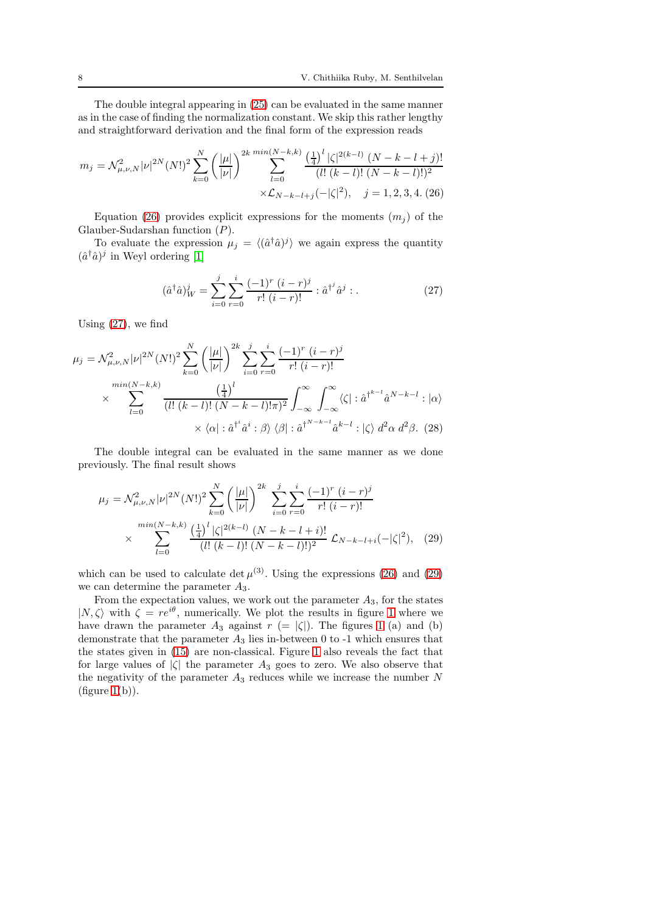The double integral appearing in (25) can be evaluated in the same manner as in the case of finding the normalization constant. We skip this rather lengthy and straightforward derivation and the final form of the expression reads

$$m_j = \mathcal{N}^2_{\mu,\nu,N} |\nu|^{2N} (N!)^2 \sum_{k=0}^{N} \left(\frac{|\mu|}{|\nu|}\right)^{2k} \sum_{l=0}^{min(N-k,k)} \frac{\left(\frac{1}{4}\right)^l |\zeta|^{2(k-l)}\ (N-k-l+j)!}{(l!\ (k-l)!\ (N-k-l)!)^2} \times \mathcal{L}_{N-k-l+j}(-|\zeta|^2), \quad j=1,2,3,4. \tag{26}$$

Equation (26) provides explicit expressions for the moments ($m_j$) of the Glauber-Sudarshan function ($P$).

To evaluate the expression $\mu_j = \langle (\hat{a}^\dagger \hat{a})^j \rangle$ we again express the quantity $(\hat{a}^\dagger \hat{a})^j$ in Weyl ordering [1]

$$(\hat{a}^\dagger \hat{a})^j_W = \sum_{i=0}^{j} \sum_{r=0}^{i} \frac{(-1)^r\ (i-r)^j}{r!\ (i-r)!} : \hat{a}^{\dagger^j} \hat{a}^j : . \tag{27}$$

Using (27), we find

$$\mu_j = \mathcal{N}^2_{\mu,\nu,N} |\nu|^{2N} (N!)^2 \sum_{k=0}^{N} \left(\frac{|\mu|}{|\nu|}\right)^{2k} \sum_{i=0}^{j} \sum_{r=0}^{i} \frac{(-1)^r\ (i-r)^j}{r!\ (i-r)!} \times \sum_{l=0}^{min(N-k,k)} \frac{\left(\frac{1}{4}\right)^l}{(l!\ (k-l)!\ (N-k-l)!\pi)^2} \int_{-\infty}^{\infty} \int_{-\infty}^{\infty} \langle \zeta | : \hat{a}^{\dagger^{k-l}} \hat{a}^{N-k-l} : | \alpha \rangle \times \langle \alpha | : \hat{a}^{\dagger^i} \hat{a}^i : \beta \rangle\ \langle \beta | : \hat{a}^{\dagger^{N-k-l}} \hat{a}^{k-l} : | \zeta \rangle\ d^2\alpha\ d^2\beta. \tag{28}$$

The double integral can be evaluated in the same manner as we done previously. The final result shows

$$\mu_j = \mathcal{N}^2_{\mu,\nu,N} |\nu|^{2N} (N!)^2 \sum_{k=0}^{N} \left(\frac{|\mu|}{|\nu|}\right)^{2k} \sum_{i=0}^{j} \sum_{r=0}^{i} \frac{(-1)^r\ (i-r)^j}{r!\ (i-r)!} \times \sum_{l=0}^{min(N-k,k)} \frac{\left(\frac{1}{4}\right)^l |\zeta|^{2(k-l)}\ (N-k-l+i)!}{(l!\ (k-l)!\ (N-k-l)!)^2}\ \mathcal{L}_{N-k-l+i}(-|\zeta|^2), \tag{29}$$

which can be used to calculate $\det \mu^{(3)}$. Using the expressions (26) and (29) we can determine the parameter $A_3$.

From the expectation values, we work out the parameter $A_3$, for the states $|N, \zeta\rangle$ with $\zeta = re^{i\theta}$, numerically. We plot the results in figure 1 where we have drawn the parameter $A_3$ against $r$ ($= |\zeta|$). The figures 1 (a) and (b) demonstrate that the parameter $A_3$ lies in-between 0 to -1 which ensures that the states given in (15) are non-classical. Figure 1 also reveals the fact that for large values of $|\zeta|$ the parameter $A_3$ goes to zero. We also observe that the negativity of the parameter $A_3$ reduces while we increase the number $N$ (figure 1(b)).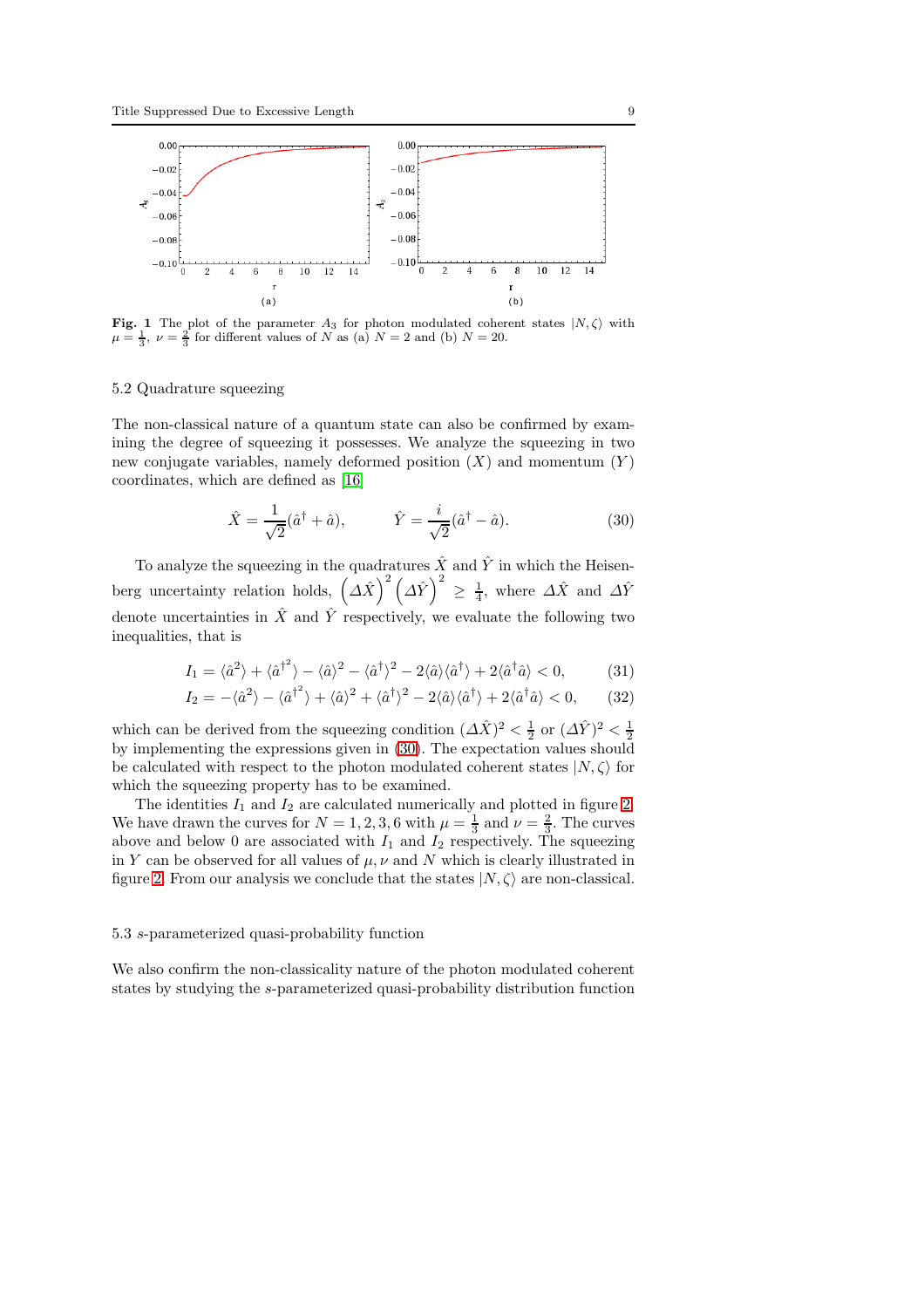**Fig. 1** The plot of the parameter $A_3$ for photon modulated coherent states $|N, \zeta\rangle$ with $\mu = \frac{1}{3}$, $\nu = \frac{2}{3}$ for different values of $N$ as (a) $N = 2$ and (b) $N = 20$.

### 5.2 Quadrature squeezing

The non-classical nature of a quantum state can also be confirmed by examining the degree of squeezing it possesses. We analyze the squeezing in two new conjugate variables, namely deformed position ($X$) and momentum ($Y$) coordinates, which are defined as [16]

$$\hat{X} = \frac{1}{\sqrt{2}}(\hat{a}^\dagger + \hat{a}), \qquad \hat{Y} = \frac{i}{\sqrt{2}}(\hat{a}^\dagger - \hat{a}). \tag{30}$$

To analyze the squeezing in the quadratures $\hat{X}$ and $\hat{Y}$ in which the Heisenberg uncertainty relation holds, $\left(\Delta\hat{X}\right)^2\left(\Delta\hat{Y}\right)^2 \geq \frac{1}{4}$, where $\Delta\hat{X}$ and $\Delta\hat{Y}$ denote uncertainties in $\hat{X}$ and $\hat{Y}$ respectively, we evaluate the following two inequalities, that is

$$I_1 = \langle\hat{a}^2\rangle + \langle\hat{a}^{\dagger^2}\rangle - \langle\hat{a}\rangle^2 - \langle\hat{a}^\dagger\rangle^2 - 2\langle\hat{a}\rangle\langle\hat{a}^\dagger\rangle + 2\langle\hat{a}^\dagger\hat{a}\rangle < 0, \tag{31}$$

$$I_2 = -\langle\hat{a}^2\rangle - \langle\hat{a}^{\dagger^2}\rangle + \langle\hat{a}\rangle^2 + \langle\hat{a}^\dagger\rangle^2 - 2\langle\hat{a}\rangle\langle\hat{a}^\dagger\rangle + 2\langle\hat{a}^\dagger\hat{a}\rangle < 0, \tag{32}$$

which can be derived from the squeezing condition $(\Delta\hat{X})^2 < \frac{1}{2}$ or $(\Delta\hat{Y})^2 < \frac{1}{2}$ by implementing the expressions given in (30). The expectation values should be calculated with respect to the photon modulated coherent states $|N, \zeta\rangle$ for which the squeezing property has to be examined.

The identities $I_1$ and $I_2$ are calculated numerically and plotted in figure 2. We have drawn the curves for $N = 1, 2, 3, 6$ with $\mu = \frac{1}{3}$ and $\nu = \frac{2}{3}$. The curves above and below 0 are associated with $I_1$ and $I_2$ respectively. The squeezing in $Y$ can be observed for all values of $\mu, \nu$ and $N$ which is clearly illustrated in figure 2. From our analysis we conclude that the states $|N, \zeta\rangle$ are non-classical.

### 5.3 $s$-parameterized quasi-probability function

We also confirm the non-classicality nature of the photon modulated coherent states by studying the $s$-parameterized quasi-probability distribution function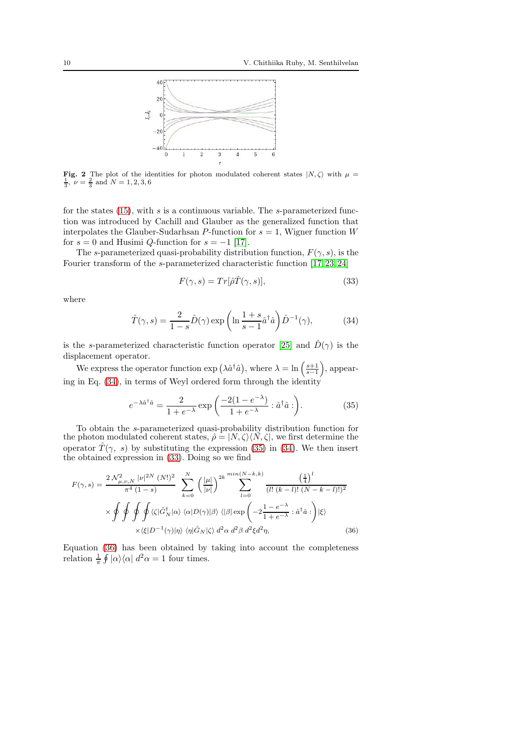**Fig. 2** The plot of the identities for photon modulated coherent states $|N, \zeta\rangle$ with $\mu = \frac{1}{3}$, $\nu = \frac{2}{3}$ and $N = 1, 2, 3, 6$

for the states (15), with $s$ is a continuous variable. The $s$-parameterized function was introduced by Cachill and Glauber as the generalized function that interpolates the Glauber-Sudarhsan $P$-function for $s = 1$, Wigner function $W$ for $s = 0$ and Husimi $Q$-function for $s = -1$ [17].

The $s$-parameterized quasi-probability distribution function, $F(\gamma, s)$, is the Fourier transform of the $s$-parameterized characteristic function [17, 23, 24]

$$F(\gamma, s) = Tr[\hat{\rho}\hat{T}(\gamma, s)], \tag{33}$$

where

$$\hat{T}(\gamma, s) = \frac{2}{1-s}\hat{D}(\gamma)\exp\left(\ln\frac{1+s}{s-1}\hat{a}^{\dagger}\hat{a}\right)\hat{D}^{-1}(\gamma), \tag{34}$$

is the $s$-parameterized characteristic function operator [25] and $\hat{D}(\gamma)$ is the displacement operator.

We express the operator function $\exp\left(\lambda\hat{a}^{\dagger}\hat{a}\right)$, where $\lambda = \ln\left(\frac{s+1}{s-1}\right)$, appearing in Eq. (34), in terms of Weyl ordered form through the identity

$$e^{-\lambda\hat{a}^{\dagger}\hat{a}} = \frac{2}{1+e^{-\lambda}}\exp\left(\frac{-2(1-e^{-\lambda})}{1+e^{-\lambda}} : \hat{a}^{\dagger}\hat{a} :\right). \tag{35}$$

To obtain the $s$-parameterized quasi-probability distribution function for the photon modulated coherent states, $\hat{\rho} = |N, \zeta\rangle\langle N, \zeta|$, we first determine the operator $\hat{T}(\gamma,\ s)$ by substituting the expression (35) in (34). We then insert the obtained expression in (33). Doing so we find

$$\begin{aligned}
F(\gamma, s) = \frac{2\,\mathcal{N}^2_{\mu,\nu,N}\,|\nu|^{2N}\,(N!)^2}{\pi^4\,(1-s)} \sum_{k=0}^{N}\left(\frac{|\mu|}{|\nu|}\right)^{2k} \sum_{l=0}^{min(N-k,k)} \frac{\left(\frac{1}{4}\right)^l}{(l!\,(k-l)!\,(N-k-l)!)^2} \\
\times \oint\oint\oint\oint \langle\zeta|\hat{G}^{\dagger}_N|\alpha\rangle\,\langle\alpha|D(\gamma)|\beta\rangle\,\langle|\beta|\exp\left(-2\frac{1-e^{-\lambda}}{1+e^{-\lambda}} : \hat{a}^{\dagger}\hat{a} :\right)|\xi\rangle \\
\times\langle\xi|D^{-1}(\gamma)|\eta\rangle\,\langle\eta|\hat{G}_N|\zeta\rangle\,d^2\alpha\,d^2\beta\,d^2\xi d^2\eta,
\end{aligned} \tag{36}$$

Equation (36) has been obtained by taking into account the completeness relation $\frac{1}{\pi}\oint|\alpha\rangle\langle\alpha|\,d^2\alpha = 1$ four times.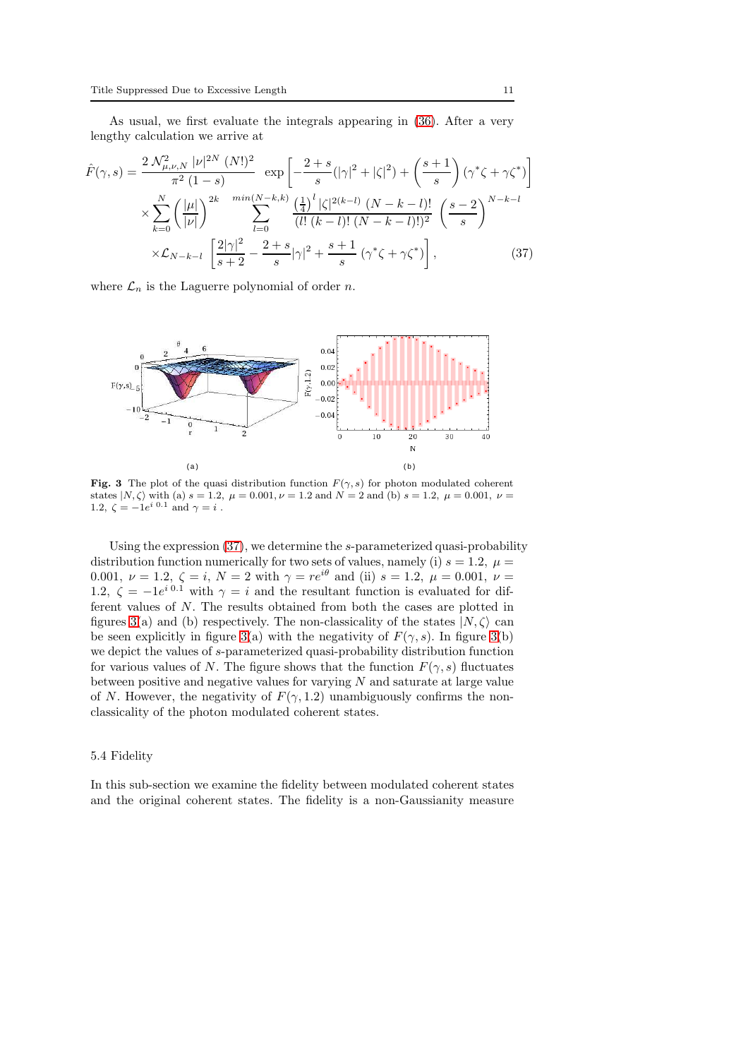As usual, we first evaluate the integrals appearing in (36). After a very lengthy calculation we arrive at

$$
\begin{aligned}
\hat{F}(\gamma, s) = & \frac{2\,\mathcal{N}^2_{\mu,\nu,N}\,|\nu|^{2N}\,(N!)^2}{\pi^2\,(1-s)} \;\; \exp\left[-\frac{2+s}{s}(|\gamma|^2+|\zeta|^2)+\left(\frac{s+1}{s}\right)(\gamma^*\zeta+\gamma\zeta^*)\right] \\
& \times \sum_{k=0}^{N}\left(\frac{|\mu|}{|\nu|}\right)^{2k} \sum_{l=0}^{min(N-k,k)} \frac{\left(\frac{1}{4}\right)^l |\zeta|^{2(k-l)}\,(N-k-l)!}{(l!\,(k-l)!\,(N-k-l)!)^2}\left(\frac{s-2}{s}\right)^{N-k-l} \\
& \times \mathcal{L}_{N-k-l}\left[\frac{2|\gamma|^2}{s+2}-\frac{2+s}{s}|\gamma|^2+\frac{s+1}{s}\,(\gamma^*\zeta+\gamma\zeta^*)\right], \qquad (37)
\end{aligned}
$$

where $\mathcal{L}_n$ is the Laguerre polynomial of order $n$.

(a) (b)

**Fig. 3** The plot of the quasi distribution function $F(\gamma, s)$ for photon modulated coherent states $|N, \zeta\rangle$ with (a) $s = 1.2,\ \mu = 0.001,\ \nu = 1.2$ and $N = 2$ and (b) $s = 1.2,\ \mu = 0.001,\ \nu = 1.2,\ \zeta = -1e^{i\,0.1}$ and $\gamma = i$ .

Using the expression (37), we determine the $s$-parameterized quasi-probability distribution function numerically for two sets of values, namely (i) $s = 1.2,\ \mu = 0.001,\ \nu = 1.2,\ \zeta = i,\ N = 2$ with $\gamma = re^{i\theta}$ and (ii) $s = 1.2,\ \mu = 0.001,\ \nu = 1.2,\ \zeta = -1e^{i\,0.1}$ with $\gamma = i$ and the resultant function is evaluated for different values of $N$. The results obtained from both the cases are plotted in figures 3(a) and (b) respectively. The non-classicality of the states $|N, \zeta\rangle$ can be seen explicitly in figure 3(a) with the negativity of $F(\gamma, s)$. In figure 3(b) we depict the values of $s$-parameterized quasi-probability distribution function for various values of $N$. The figure shows that the function $F(\gamma, s)$ fluctuates between positive and negative values for varying $N$ and saturate at large value of $N$. However, the negativity of $F(\gamma, 1.2)$ unambiguously confirms the non-classicality of the photon modulated coherent states.

### 5.4 Fidelity

In this sub-section we examine the fidelity between modulated coherent states and the original coherent states. The fidelity is a non-Gaussianity measure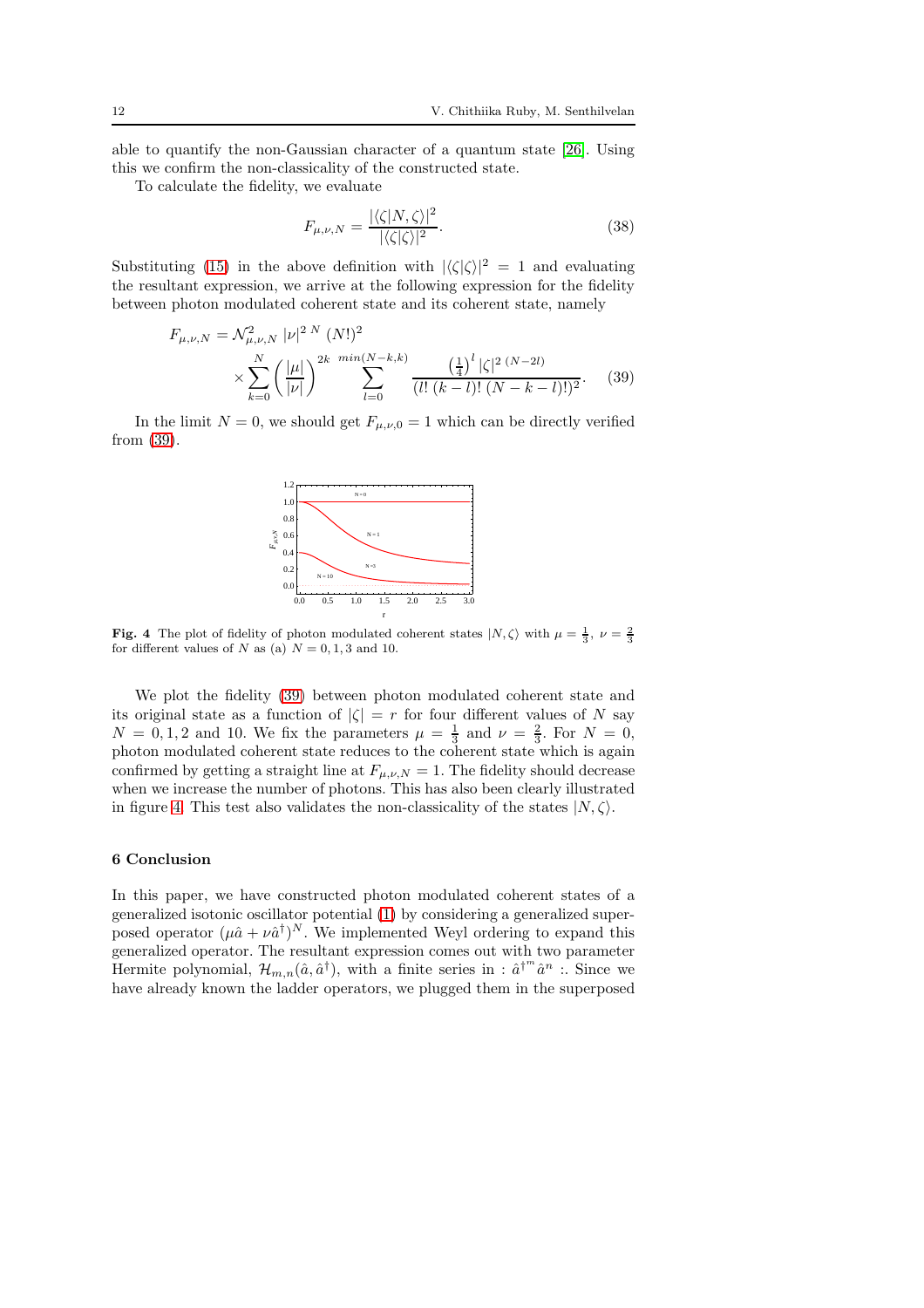able to quantify the non-Gaussian character of a quantum state [26]. Using this we confirm the non-classicality of the constructed state.

To calculate the fidelity, we evaluate

$$F_{\mu,\nu,N} = \frac{|\langle\zeta|N,\zeta\rangle|^2}{|\langle\zeta|\zeta\rangle|^2}. \tag{38}$$

Substituting (15) in the above definition with $|\langle\zeta|\zeta\rangle|^2 = 1$ and evaluating the resultant expression, we arrive at the following expression for the fidelity between photon modulated coherent state and its coherent state, namely

$$F_{\mu,\nu,N} = \mathcal{N}^2_{\mu,\nu,N} \, |\nu|^{2\,N} \, (N!)^2 \times \sum_{k=0}^{N} \left(\frac{|\mu|}{|\nu|}\right)^{2k} \sum_{l=0}^{min(N-k,k)} \frac{\left(\frac{1}{4}\right)^l |\zeta|^{2\,(N-2l)}}{(l!\,(k-l)!\,(N-k-l)!)^2}. \tag{39}$$

In the limit $N = 0$, we should get $F_{\mu,\nu,0} = 1$ which can be directly verified from (39).

**Fig. 4** The plot of fidelity of photon modulated coherent states $|N,\zeta\rangle$ with $\mu = \frac{1}{3}$, $\nu = \frac{2}{3}$ for different values of $N$ as (a) $N = 0, 1, 3$ and 10.

We plot the fidelity (39) between photon modulated coherent state and its original state as a function of $|\zeta| = r$ for four different values of $N$ say $N = 0, 1, 2$ and 10. We fix the parameters $\mu = \frac{1}{3}$ and $\nu = \frac{2}{3}$. For $N = 0$, photon modulated coherent state reduces to the coherent state which is again confirmed by getting a straight line at $F_{\mu,\nu,N} = 1$. The fidelity should decrease when we increase the number of photons. This has also been clearly illustrated in figure 4. This test also validates the non-classicality of the states $|N,\zeta\rangle$.

## 6 Conclusion

In this paper, we have constructed photon modulated coherent states of a generalized isotonic oscillator potential (1) by considering a generalized superposed operator $(\mu\hat{a} + \nu\hat{a}^\dagger)^N$. We implemented Weyl ordering to expand this generalized operator. The resultant expression comes out with two parameter Hermite polynomial, $\mathcal{H}_{m,n}(\hat{a},\hat{a}^\dagger)$, with a finite series in $:\hat{a}^{\dagger^m}\hat{a}^n:$. Since we have already known the ladder operators, we plugged them in the superposed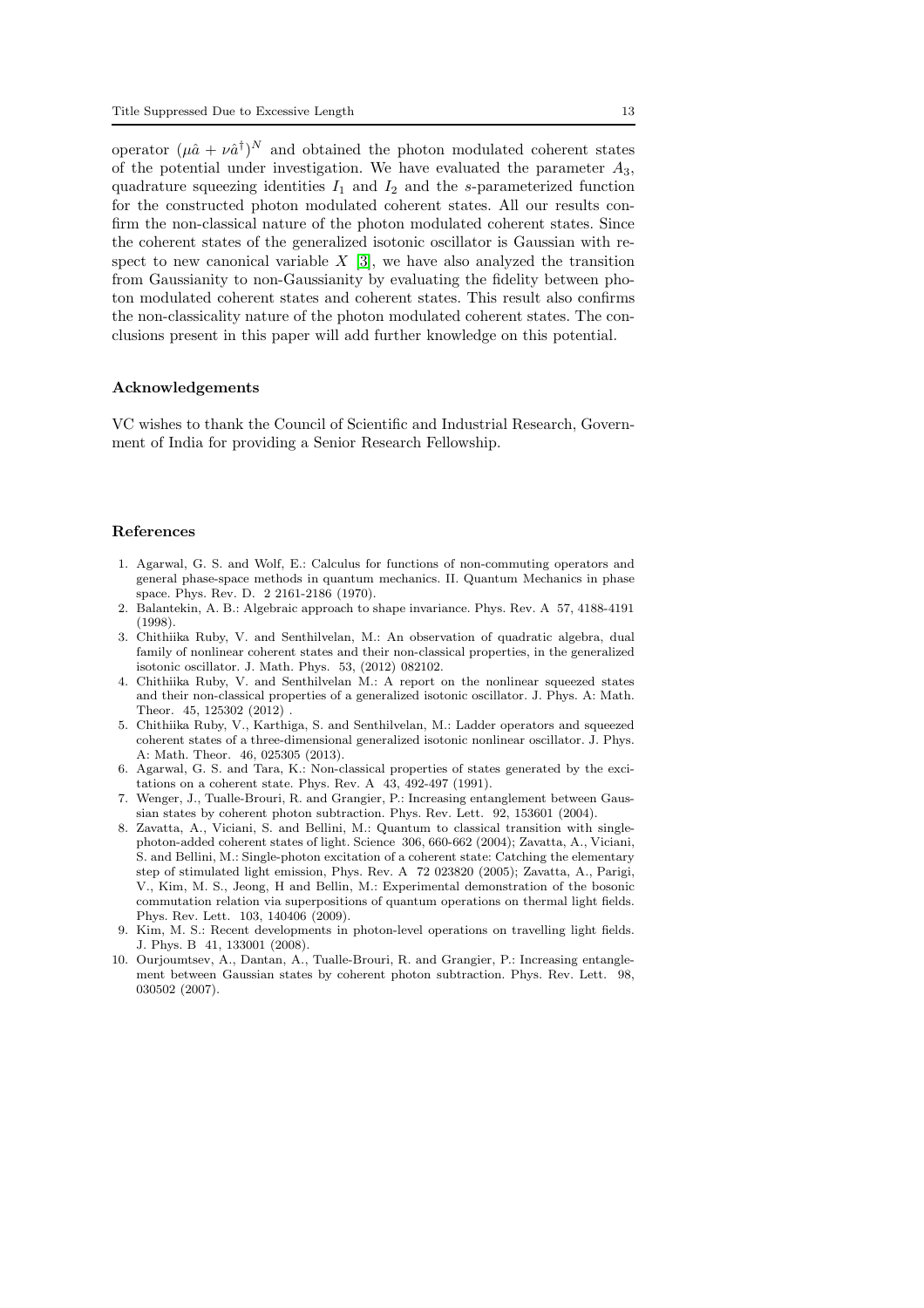operator $(\mu\hat{a} + \nu\hat{a}^\dagger)^N$ and obtained the photon modulated coherent states of the potential under investigation. We have evaluated the parameter $A_3$, quadrature squeezing identities $I_1$ and $I_2$ and the $s$-parameterized function for the constructed photon modulated coherent states. All our results confirm the non-classical nature of the photon modulated coherent states. Since the coherent states of the generalized isotonic oscillator is Gaussian with respect to new canonical variable $X$ [3], we have also analyzed the transition from Gaussianity to non-Gaussianity by evaluating the fidelity between photon modulated coherent states and coherent states. This result also confirms the non-classicality nature of the photon modulated coherent states. The conclusions present in this paper will add further knowledge on this potential.

## Acknowledgements

VC wishes to thank the Council of Scientific and Industrial Research, Government of India for providing a Senior Research Fellowship.

## References

1. Agarwal, G. S. and Wolf, E.: Calculus for functions of non-commuting operators and general phase-space methods in quantum mechanics. II. Quantum Mechanics in phase space. Phys. Rev. D. 2 2161-2186 (1970).
2. Balantekin, A. B.: Algebraic approach to shape invariance. Phys. Rev. A 57, 4188-4191 (1998).
3. Chithiika Ruby, V. and Senthilvelan, M.: An observation of quadratic algebra, dual family of nonlinear coherent states and their non-classical properties, in the generalized isotonic oscillator. J. Math. Phys. 53, (2012) 082102.
4. Chithiika Ruby, V. and Senthilvelan M.: A report on the nonlinear squeezed states and their non-classical properties of a generalized isotonic oscillator. J. Phys. A: Math. Theor. 45, 125302 (2012) .
5. Chithiika Ruby, V., Karthiga, S. and Senthilvelan, M.: Ladder operators and squeezed coherent states of a three-dimensional generalized isotonic nonlinear oscillator. J. Phys. A: Math. Theor. 46, 025305 (2013).
6. Agarwal, G. S. and Tara, K.: Non-classical properties of states generated by the excitations on a coherent state. Phys. Rev. A 43, 492-497 (1991).
7. Wenger, J., Tualle-Brouri, R. and Grangier, P.: Increasing entanglement between Gaussian states by coherent photon subtraction. Phys. Rev. Lett. 92, 153601 (2004).
8. Zavatta, A., Viciani, S. and Bellini, M.: Quantum to classical transition with single-photon-added coherent states of light. Science 306, 660-662 (2004); Zavatta, A., Viciani, S. and Bellini, M.: Single-photon excitation of a coherent state: Catching the elementary step of stimulated light emission, Phys. Rev. A 72 023820 (2005); Zavatta, A., Parigi, V., Kim, M. S., Jeong, H and Bellin, M.: Experimental demonstration of the bosonic commutation relation via superpositions of quantum operations on thermal light fields. Phys. Rev. Lett. 103, 140406 (2009).
9. Kim, M. S.: Recent developments in photon-level operations on travelling light fields. J. Phys. B 41, 133001 (2008).
10. Ourjoumtsev, A., Dantan, A., Tualle-Brouri, R. and Grangier, P.: Increasing entanglement between Gaussian states by coherent photon subtraction. Phys. Rev. Lett. 98, 030502 (2007).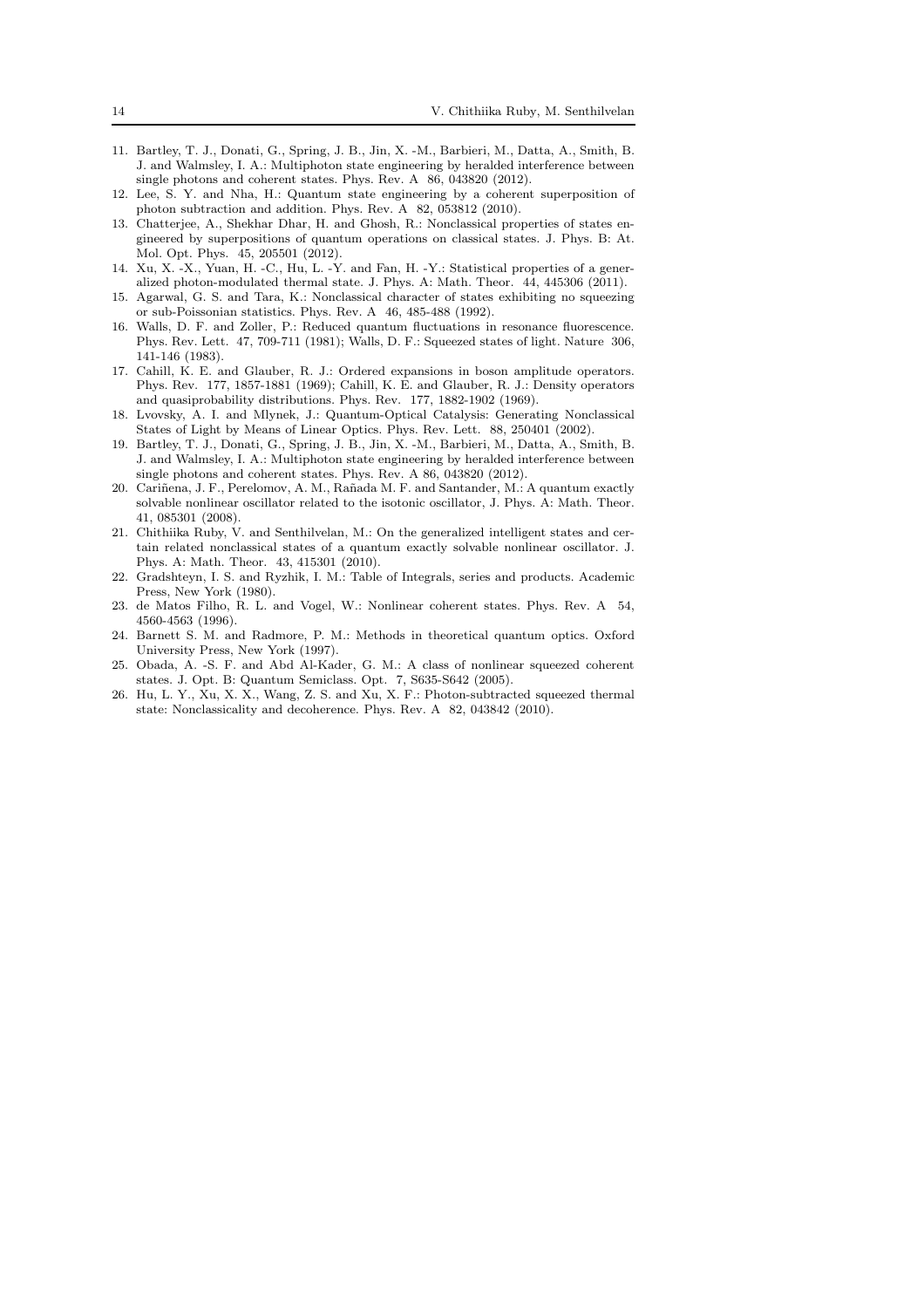11. Bartley, T. J., Donati, G., Spring, J. B., Jin, X. -M., Barbieri, M., Datta, A., Smith, B. J. and Walmsley, I. A.: Multiphoton state engineering by heralded interference between single photons and coherent states. Phys. Rev. A 86, 043820 (2012).
12. Lee, S. Y. and Nha, H.: Quantum state engineering by a coherent superposition of photon subtraction and addition. Phys. Rev. A 82, 053812 (2010).
13. Chatterjee, A., Shekhar Dhar, H. and Ghosh, R.: Nonclassical properties of states engineered by superpositions of quantum operations on classical states. J. Phys. B: At. Mol. Opt. Phys. 45, 205501 (2012).
14. Xu, X. -X., Yuan, H. -C., Hu, L. -Y. and Fan, H. -Y.: Statistical properties of a generalized photon-modulated thermal state. J. Phys. A: Math. Theor. 44, 445306 (2011).
15. Agarwal, G. S. and Tara, K.: Nonclassical character of states exhibiting no squeezing or sub-Poissonian statistics. Phys. Rev. A 46, 485-488 (1992).
16. Walls, D. F. and Zoller, P.: Reduced quantum fluctuations in resonance fluorescence. Phys. Rev. Lett. 47, 709-711 (1981); Walls, D. F.: Squeezed states of light. Nature 306, 141-146 (1983).
17. Cahill, K. E. and Glauber, R. J.: Ordered expansions in boson amplitude operators. Phys. Rev. 177, 1857-1881 (1969); Cahill, K. E. and Glauber, R. J.: Density operators and quasiprobability distributions. Phys. Rev. 177, 1882-1902 (1969).
18. Lvovsky, A. I. and Mlynek, J.: Quantum-Optical Catalysis: Generating Nonclassical States of Light by Means of Linear Optics. Phys. Rev. Lett. 88, 250401 (2002).
19. Bartley, T. J., Donati, G., Spring, J. B., Jin, X. -M., Barbieri, M., Datta, A., Smith, B. J. and Walmsley, I. A.: Multiphoton state engineering by heralded interference between single photons and coherent states. Phys. Rev. A 86, 043820 (2012).
20. Cariñena, J. F., Perelomov, A. M., Rañada M. F. and Santander, M.: A quantum exactly solvable nonlinear oscillator related to the isotonic oscillator, J. Phys. A: Math. Theor. 41, 085301 (2008).
21. Chithiika Ruby, V. and Senthilvelan, M.: On the generalized intelligent states and certain related nonclassical states of a quantum exactly solvable nonlinear oscillator. J. Phys. A: Math. Theor. 43, 415301 (2010).
22. Gradshteyn, I. S. and Ryzhik, I. M.: Table of Integrals, series and products. Academic Press, New York (1980).
23. de Matos Filho, R. L. and Vogel, W.: Nonlinear coherent states. Phys. Rev. A 54, 4560-4563 (1996).
24. Barnett S. M. and Radmore, P. M.: Methods in theoretical quantum optics. Oxford University Press, New York (1997).
25. Obada, A. -S. F. and Abd Al-Kader, G. M.: A class of nonlinear squeezed coherent states. J. Opt. B: Quantum Semiclass. Opt. 7, S635-S642 (2005).
26. Hu, L. Y., Xu, X. X., Wang, Z. S. and Xu, X. F.: Photon-subtracted squeezed thermal state: Nonclassicality and decoherence. Phys. Rev. A 82, 043842 (2010).